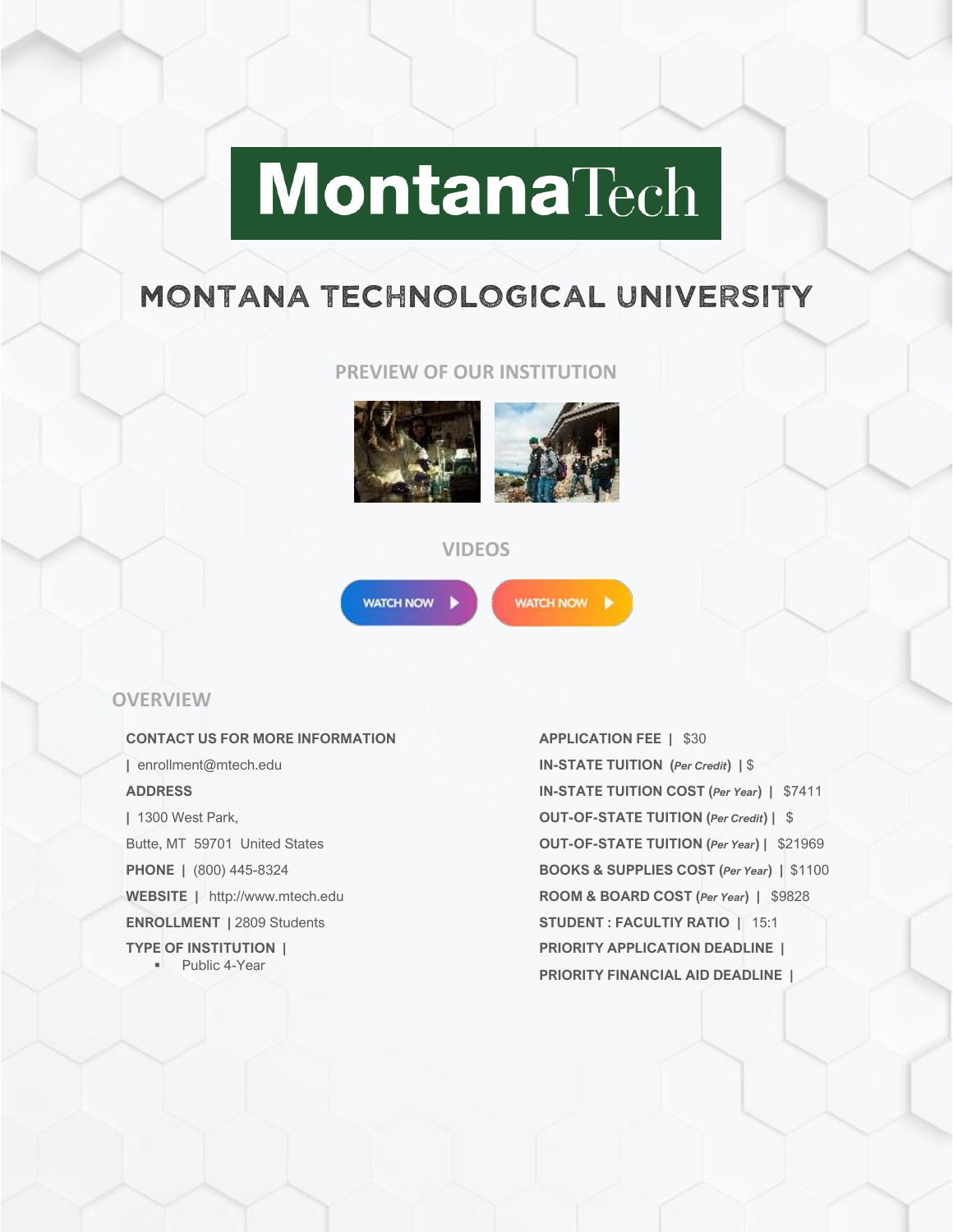# MontanaTech

## MONTANA TECHNOLOGICAL UNIVERSITY

### PREVIEW OF OUR INSTITUTION

### VIDEOS

WATCH NOW

WATCH NOW

## OVERVIEW

**CONTACT US FOR MORE INFORMATION**

**|** enrollment@mtech.edu

**ADDRESS**

**|** 1300 West Park,

Butte, MT 59701 United States

**PHONE |** (800) 445-8324

**WEBSITE |** http://www.mtech.edu

**ENROLLMENT |** 2809 Students

**TYPE OF INSTITUTION |**

- Public 4-Year

**APPLICATION FEE |** $30

**IN-STATE TUITION (*Per Credit*) |** $

**IN-STATE TUITION COST (*Per Year*) |** $7411

**OUT-OF-STATE TUITION (*Per Credit*) |** $

**OUT-OF-STATE TUITION (*Per Year*) |** $21969

**BOOKS & SUPPLIES COST (*Per Year*) |** $1100

**ROOM & BOARD COST (*Per Year*) |** $9828

**STUDENT : FACULTIY RATIO |** 15:1

**PRIORITY APPLICATION DEADLINE |**

**PRIORITY FINANCIAL AID DEADLINE |**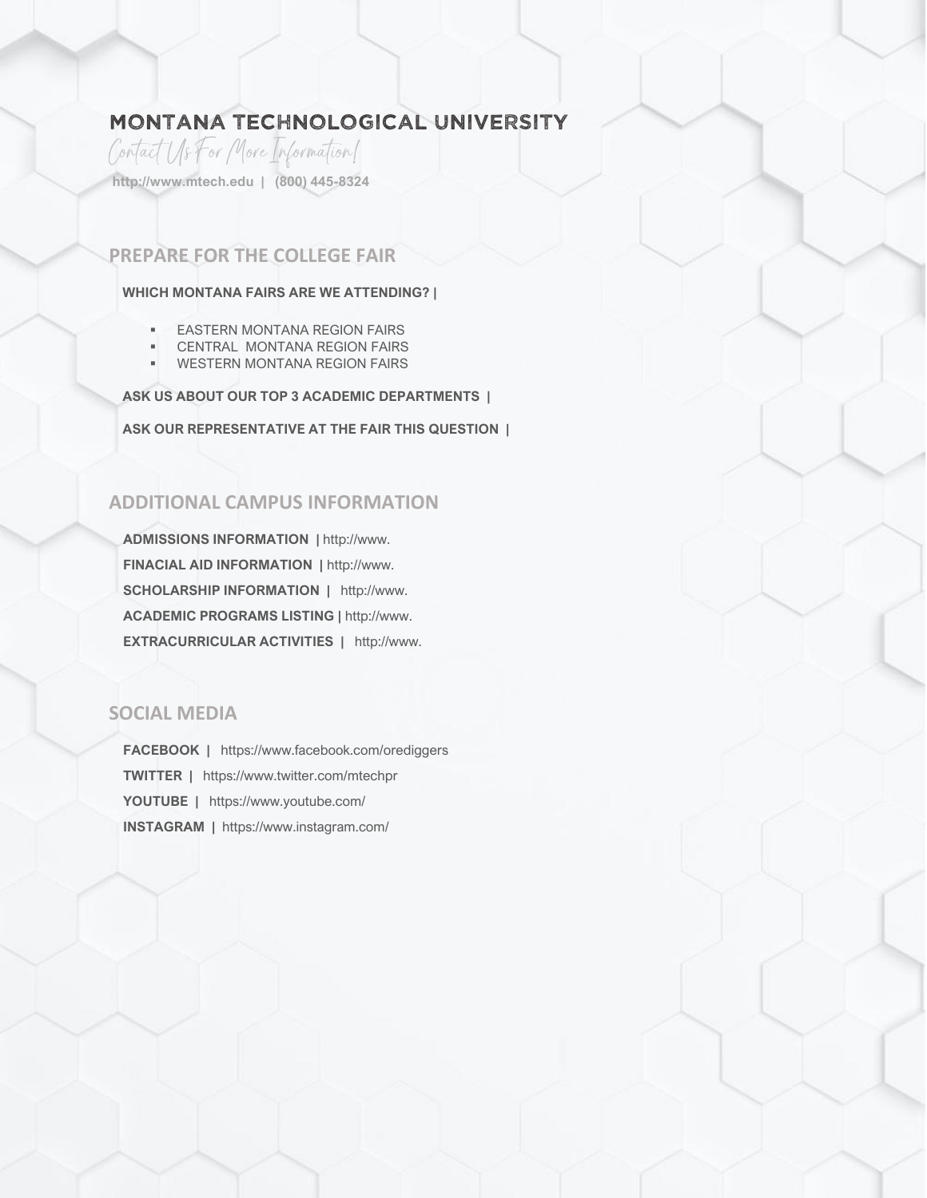# MONTANA TECHNOLOGICAL UNIVERSITY

*Contact Us For More Information!*

**http://www.mtech.edu | (800) 445-8324**

## PREPARE FOR THE COLLEGE FAIR

**WHICH MONTANA FAIRS ARE WE ATTENDING? |**

- EASTERN MONTANA REGION FAIRS
- CENTRAL MONTANA REGION FAIRS
- WESTERN MONTANA REGION FAIRS

**ASK US ABOUT OUR TOP 3 ACADEMIC DEPARTMENTS |**

**ASK OUR REPRESENTATIVE AT THE FAIR THIS QUESTION |**

## ADDITIONAL CAMPUS INFORMATION

**ADMISSIONS INFORMATION |** http://www.

**FINACIAL AID INFORMATION |** http://www.

**SCHOLARSHIP INFORMATION |** http://www.

**ACADEMIC PROGRAMS LISTING |** http://www.

**EXTRACURRICULAR ACTIVITIES |** http://www.

## SOCIAL MEDIA

**FACEBOOK |** https://www.facebook.com/orediggers

**TWITTER |** https://www.twitter.com/mtechpr

**YOUTUBE |** https://www.youtube.com/

**INSTAGRAM |** https://www.instagram.com/